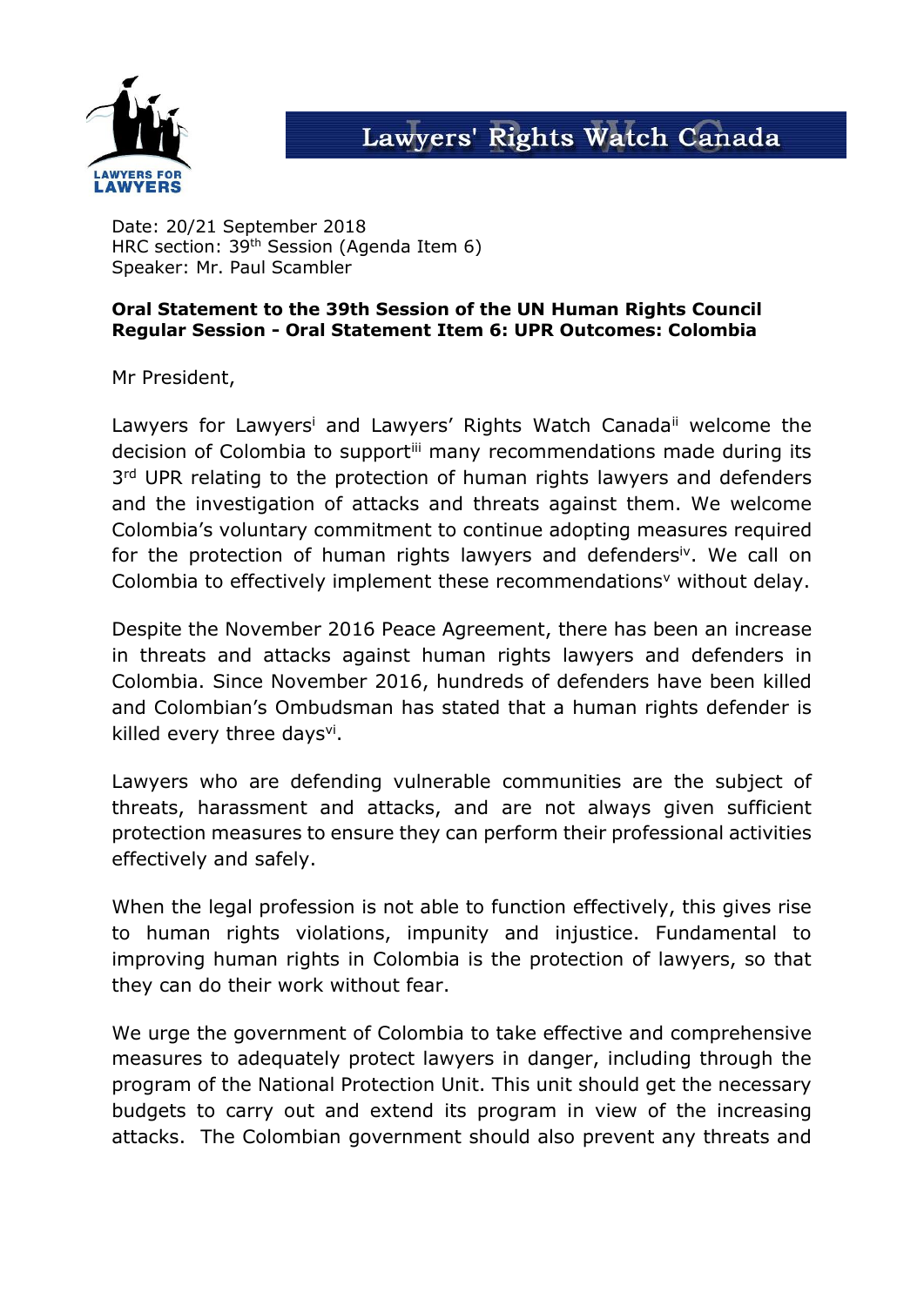LAWYERS FOR LAWYERS

Lawyers' Rights Watch Canada

Date: 20/21 September 2018
HRC section: 39th Session (Agenda Item 6)
Speaker: Mr. Paul Scambler

**Oral Statement to the 39th Session of the UN Human Rights Council Regular Session - Oral Statement Item 6: UPR Outcomes: Colombia**

Mr President,

Lawyers for Lawyers[i] and Lawyers' Rights Watch Canada[ii] welcome the decision of Colombia to support[iii] many recommendations made during its 3rd UPR relating to the protection of human rights lawyers and defenders and the investigation of attacks and threats against them. We welcome Colombia's voluntary commitment to continue adopting measures required for the protection of human rights lawyers and defenders[iv]. We call on Colombia to effectively implement these recommendations[v] without delay.

Despite the November 2016 Peace Agreement, there has been an increase in threats and attacks against human rights lawyers and defenders in Colombia. Since November 2016, hundreds of defenders have been killed and Colombian's Ombudsman has stated that a human rights defender is killed every three days[vi].

Lawyers who are defending vulnerable communities are the subject of threats, harassment and attacks, and are not always given sufficient protection measures to ensure they can perform their professional activities effectively and safely.

When the legal profession is not able to function effectively, this gives rise to human rights violations, impunity and injustice. Fundamental to improving human rights in Colombia is the protection of lawyers, so that they can do their work without fear.

We urge the government of Colombia to take effective and comprehensive measures to adequately protect lawyers in danger, including through the program of the National Protection Unit. This unit should get the necessary budgets to carry out and extend its program in view of the increasing attacks. The Colombian government should also prevent any threats and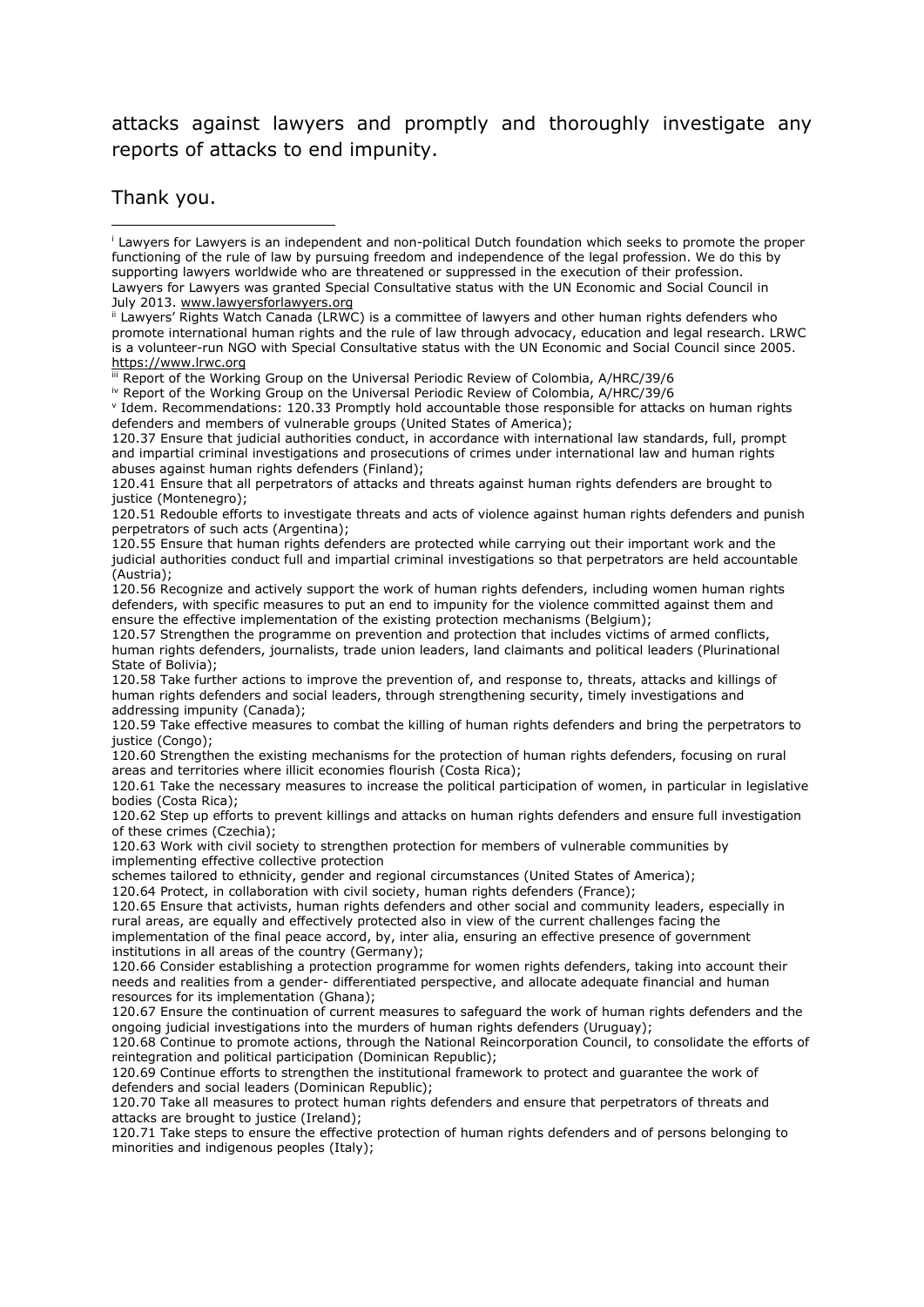attacks against lawyers and promptly and thoroughly investigate any reports of attacks to end impunity.

Thank you.

---

[i] Lawyers for Lawyers is an independent and non-political Dutch foundation which seeks to promote the proper functioning of the rule of law by pursuing freedom and independence of the legal profession. We do this by supporting lawyers worldwide who are threatened or suppressed in the execution of their profession. Lawyers for Lawyers was granted Special Consultative status with the UN Economic and Social Council in July 2013. www.lawyersforlawyers.org

[ii] Lawyers' Rights Watch Canada (LRWC) is a committee of lawyers and other human rights defenders who promote international human rights and the rule of law through advocacy, education and legal research. LRWC is a volunteer-run NGO with Special Consultative status with the UN Economic and Social Council since 2005. https://www.lrwc.org

[iii] Report of the Working Group on the Universal Periodic Review of Colombia, A/HRC/39/6

[iv] Report of the Working Group on the Universal Periodic Review of Colombia, A/HRC/39/6

[v] Idem. Recommendations: 120.33 Promptly hold accountable those responsible for attacks on human rights defenders and members of vulnerable groups (United States of America);

120.37 Ensure that judicial authorities conduct, in accordance with international law standards, full, prompt and impartial criminal investigations and prosecutions of crimes under international law and human rights abuses against human rights defenders (Finland);

120.41 Ensure that all perpetrators of attacks and threats against human rights defenders are brought to justice (Montenegro);

120.51 Redouble efforts to investigate threats and acts of violence against human rights defenders and punish perpetrators of such acts (Argentina);

120.55 Ensure that human rights defenders are protected while carrying out their important work and the judicial authorities conduct full and impartial criminal investigations so that perpetrators are held accountable (Austria);

120.56 Recognize and actively support the work of human rights defenders, including women human rights defenders, with specific measures to put an end to impunity for the violence committed against them and ensure the effective implementation of the existing protection mechanisms (Belgium);

120.57 Strengthen the programme on prevention and protection that includes victims of armed conflicts, human rights defenders, journalists, trade union leaders, land claimants and political leaders (Plurinational State of Bolivia);

120.58 Take further actions to improve the prevention of, and response to, threats, attacks and killings of human rights defenders and social leaders, through strengthening security, timely investigations and addressing impunity (Canada);

120.59 Take effective measures to combat the killing of human rights defenders and bring the perpetrators to justice (Congo);

120.60 Strengthen the existing mechanisms for the protection of human rights defenders, focusing on rural areas and territories where illicit economies flourish (Costa Rica);

120.61 Take the necessary measures to increase the political participation of women, in particular in legislative bodies (Costa Rica);

120.62 Step up efforts to prevent killings and attacks on human rights defenders and ensure full investigation of these crimes (Czechia);

120.63 Work with civil society to strengthen protection for members of vulnerable communities by implementing effective collective protection schemes tailored to ethnicity, gender and regional circumstances (United States of America);

120.64 Protect, in collaboration with civil society, human rights defenders (France);

120.65 Ensure that activists, human rights defenders and other social and community leaders, especially in rural areas, are equally and effectively protected also in view of the current challenges facing the implementation of the final peace accord, by, inter alia, ensuring an effective presence of government institutions in all areas of the country (Germany);

120.66 Consider establishing a protection programme for women rights defenders, taking into account their needs and realities from a gender- differentiated perspective, and allocate adequate financial and human resources for its implementation (Ghana);

120.67 Ensure the continuation of current measures to safeguard the work of human rights defenders and the ongoing judicial investigations into the murders of human rights defenders (Uruguay);

120.68 Continue to promote actions, through the National Reincorporation Council, to consolidate the efforts of reintegration and political participation (Dominican Republic);

120.69 Continue efforts to strengthen the institutional framework to protect and guarantee the work of defenders and social leaders (Dominican Republic);

120.70 Take all measures to protect human rights defenders and ensure that perpetrators of threats and attacks are brought to justice (Ireland);

120.71 Take steps to ensure the effective protection of human rights defenders and of persons belonging to minorities and indigenous peoples (Italy);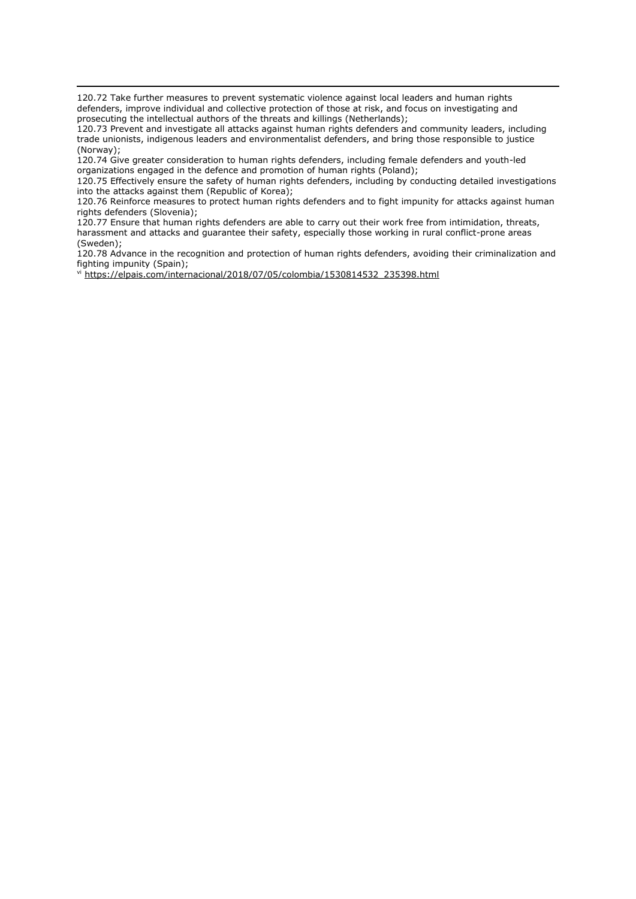120.72 Take further measures to prevent systematic violence against local leaders and human rights defenders, improve individual and collective protection of those at risk, and focus on investigating and prosecuting the intellectual authors of the threats and killings (Netherlands);

120.73 Prevent and investigate all attacks against human rights defenders and community leaders, including trade unionists, indigenous leaders and environmentalist defenders, and bring those responsible to justice (Norway);

120.74 Give greater consideration to human rights defenders, including female defenders and youth-led organizations engaged in the defence and promotion of human rights (Poland);

120.75 Effectively ensure the safety of human rights defenders, including by conducting detailed investigations into the attacks against them (Republic of Korea);

120.76 Reinforce measures to protect human rights defenders and to fight impunity for attacks against human rights defenders (Slovenia);

120.77 Ensure that human rights defenders are able to carry out their work free from intimidation, threats, harassment and attacks and guarantee their safety, especially those working in rural conflict-prone areas (Sweden);

120.78 Advance in the recognition and protection of human rights defenders, avoiding their criminalization and fighting impunity (Spain);

[vi] https://elpais.com/internacional/2018/07/05/colombia/1530814532_235398.html